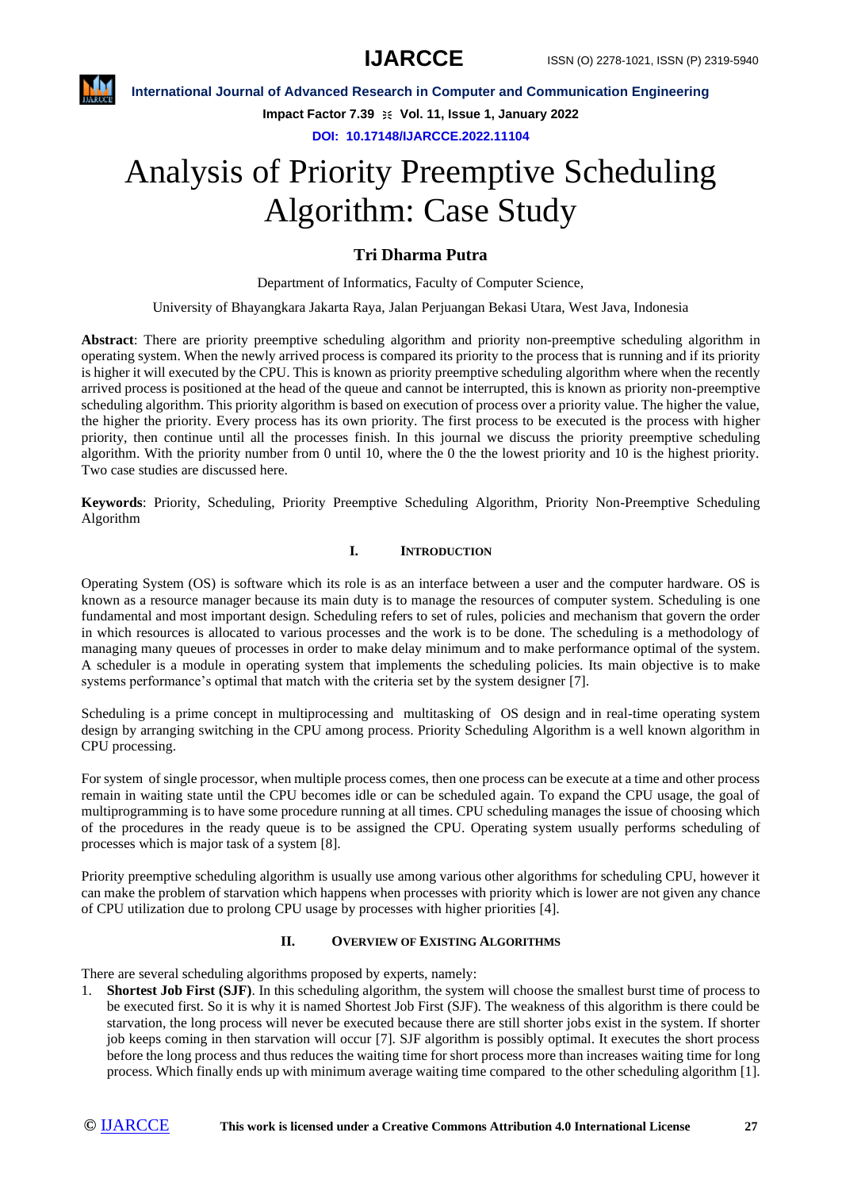# Analysis of Priority Preemptive Scheduling Algorithm: Case Study

**Tri Dharma Putra**

Department of Informatics, Faculty of Computer Science,

University of Bhayangkara Jakarta Raya, Jalan Perjuangan Bekasi Utara, West Java, Indonesia

**Abstract**: There are priority preemptive scheduling algorithm and priority non-preemptive scheduling algorithm in operating system. When the newly arrived process is compared its priority to the process that is running and if its priority is higher it will executed by the CPU. This is known as priority preemptive scheduling algorithm where when the recently arrived process is positioned at the head of the queue and cannot be interrupted, this is known as priority non-preemptive scheduling algorithm. This priority algorithm is based on execution of process over a priority value. The higher the value, the higher the priority. Every process has its own priority. The first process to be executed is the process with higher priority, then continue until all the processes finish. In this journal we discuss the priority preemptive scheduling algorithm. With the priority number from 0 until 10, where the 0 the the lowest priority and 10 is the highest priority. Two case studies are discussed here.

**Keywords**: Priority, Scheduling, Priority Preemptive Scheduling Algorithm, Priority Non-Preemptive Scheduling Algorithm

## I. Introduction

Operating System (OS) is software which its role is as an interface between a user and the computer hardware. OS is known as a resource manager because its main duty is to manage the resources of computer system. Scheduling is one fundamental and most important design. Scheduling refers to set of rules, policies and mechanism that govern the order in which resources is allocated to various processes and the work is to be done. The scheduling is a methodology of managing many queues of processes in order to make delay minimum and to make performance optimal of the system. A scheduler is a module in operating system that implements the scheduling policies. Its main objective is to make systems performance's optimal that match with the criteria set by the system designer [7].

Scheduling is a prime concept in multiprocessing and multitasking of OS design and in real-time operating system design by arranging switching in the CPU among process. Priority Scheduling Algorithm is a well known algorithm in CPU processing.

For system of single processor, when multiple process comes, then one process can be execute at a time and other process remain in waiting state until the CPU becomes idle or can be scheduled again. To expand the CPU usage, the goal of multiprogramming is to have some procedure running at all times. CPU scheduling manages the issue of choosing which of the procedures in the ready queue is to be assigned the CPU. Operating system usually performs scheduling of processes which is major task of a system [8].

Priority preemptive scheduling algorithm is usually use among various other algorithms for scheduling CPU, however it can make the problem of starvation which happens when processes with priority which is lower are not given any chance of CPU utilization due to prolong CPU usage by processes with higher priorities [4].

## II. Overview of Existing Algorithms

There are several scheduling algorithms proposed by experts, namely:

1. **Shortest Job First (SJF)**. In this scheduling algorithm, the system will choose the smallest burst time of process to be executed first. So it is why it is named Shortest Job First (SJF). The weakness of this algorithm is there could be starvation, the long process will never be executed because there are still shorter jobs exist in the system. If shorter job keeps coming in then starvation will occur [7]. SJF algorithm is possibly optimal. It executes the short process before the long process and thus reduces the waiting time for short process more than increases waiting time for long process. Which finally ends up with minimum average waiting time compared to the other scheduling algorithm [1].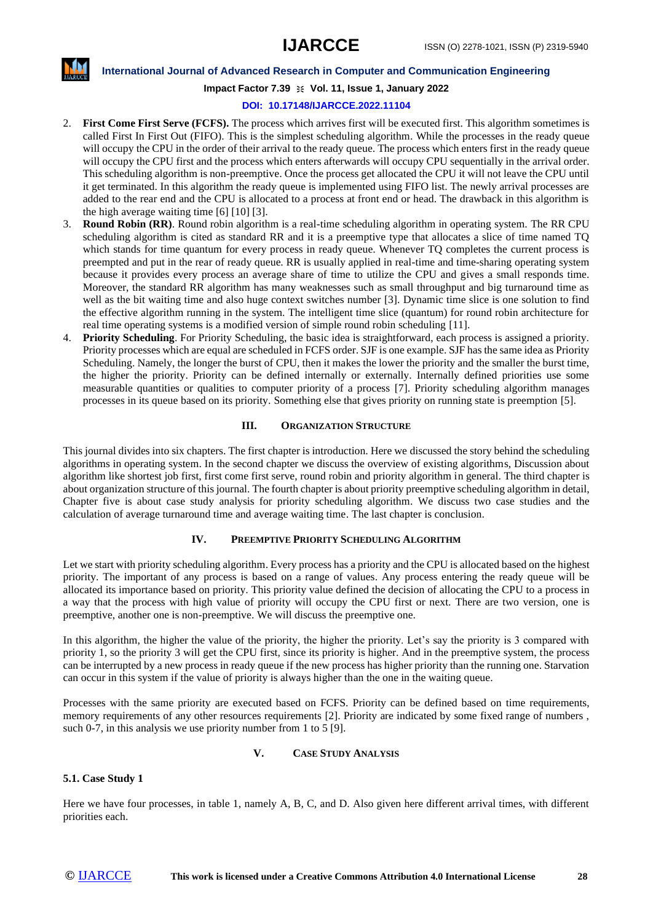2. **First Come First Serve (FCFS).** The process which arrives first will be executed first. This algorithm sometimes is called First In First Out (FIFO). This is the simplest scheduling algorithm. While the processes in the ready queue will occupy the CPU in the order of their arrival to the ready queue. The process which enters first in the ready queue will occupy the CPU first and the process which enters afterwards will occupy CPU sequentially in the arrival order. This scheduling algorithm is non-preemptive. Once the process get allocated the CPU it will not leave the CPU until it get terminated. In this algorithm the ready queue is implemented using FIFO list. The newly arrival processes are added to the rear end and the CPU is allocated to a process at front end or head. The drawback in this algorithm is the high average waiting time [6] [10] [3].
3. **Round Robin (RR)**. Round robin algorithm is a real-time scheduling algorithm in operating system. The RR CPU scheduling algorithm is cited as standard RR and it is a preemptive type that allocates a slice of time named TQ which stands for time quantum for every process in ready queue. Whenever TQ completes the current process is preempted and put in the rear of ready queue. RR is usually applied in real-time and time-sharing operating system because it provides every process an average share of time to utilize the CPU and gives a small responds time. Moreover, the standard RR algorithm has many weaknesses such as small throughput and big turnaround time as well as the bit waiting time and also huge context switches number [3]. Dynamic time slice is one solution to find the effective algorithm running in the system. The intelligent time slice (quantum) for round robin architecture for real time operating systems is a modified version of simple round robin scheduling [11].
4. **Priority Scheduling**. For Priority Scheduling, the basic idea is straightforward, each process is assigned a priority. Priority processes which are equal are scheduled in FCFS order. SJF is one example. SJF has the same idea as Priority Scheduling. Namely, the longer the burst of CPU, then it makes the lower the priority and the smaller the burst time, the higher the priority. Priority can be defined internally or externally. Internally defined priorities use some measurable quantities or qualities to computer priority of a process [7]. Priority scheduling algorithm manages processes in its queue based on its priority. Something else that gives priority on running state is preemption [5].

## III. Organization Structure

This journal divides into six chapters. The first chapter is introduction. Here we discussed the story behind the scheduling algorithms in operating system. In the second chapter we discuss the overview of existing algorithms, Discussion about algorithm like shortest job first, first come first serve, round robin and priority algorithm in general. The third chapter is about organization structure of this journal. The fourth chapter is about priority preemptive scheduling algorithm in detail, Chapter five is about case study analysis for priority scheduling algorithm. We discuss two case studies and the calculation of average turnaround time and average waiting time. The last chapter is conclusion.

## IV. Preemptive Priority Scheduling Algorithm

Let we start with priority scheduling algorithm. Every process has a priority and the CPU is allocated based on the highest priority. The important of any process is based on a range of values. Any process entering the ready queue will be allocated its importance based on priority. This priority value defined the decision of allocating the CPU to a process in a way that the process with high value of priority will occupy the CPU first or next. There are two version, one is preemptive, another one is non-preemptive. We will discuss the preemptive one.

In this algorithm, the higher the value of the priority, the higher the priority. Let's say the priority is 3 compared with priority 1, so the priority 3 will get the CPU first, since its priority is higher. And in the preemptive system, the process can be interrupted by a new process in ready queue if the new process has higher priority than the running one. Starvation can occur in this system if the value of priority is always higher than the one in the waiting queue.

Processes with the same priority are executed based on FCFS. Priority can be defined based on time requirements, memory requirements of any other resources requirements [2]. Priority are indicated by some fixed range of numbers , such 0-7, in this analysis we use priority number from 1 to 5 [9].

## V. Case Study Analysis

### 5.1. Case Study 1

Here we have four processes, in table 1, namely A, B, C, and D. Also given here different arrival times, with different priorities each.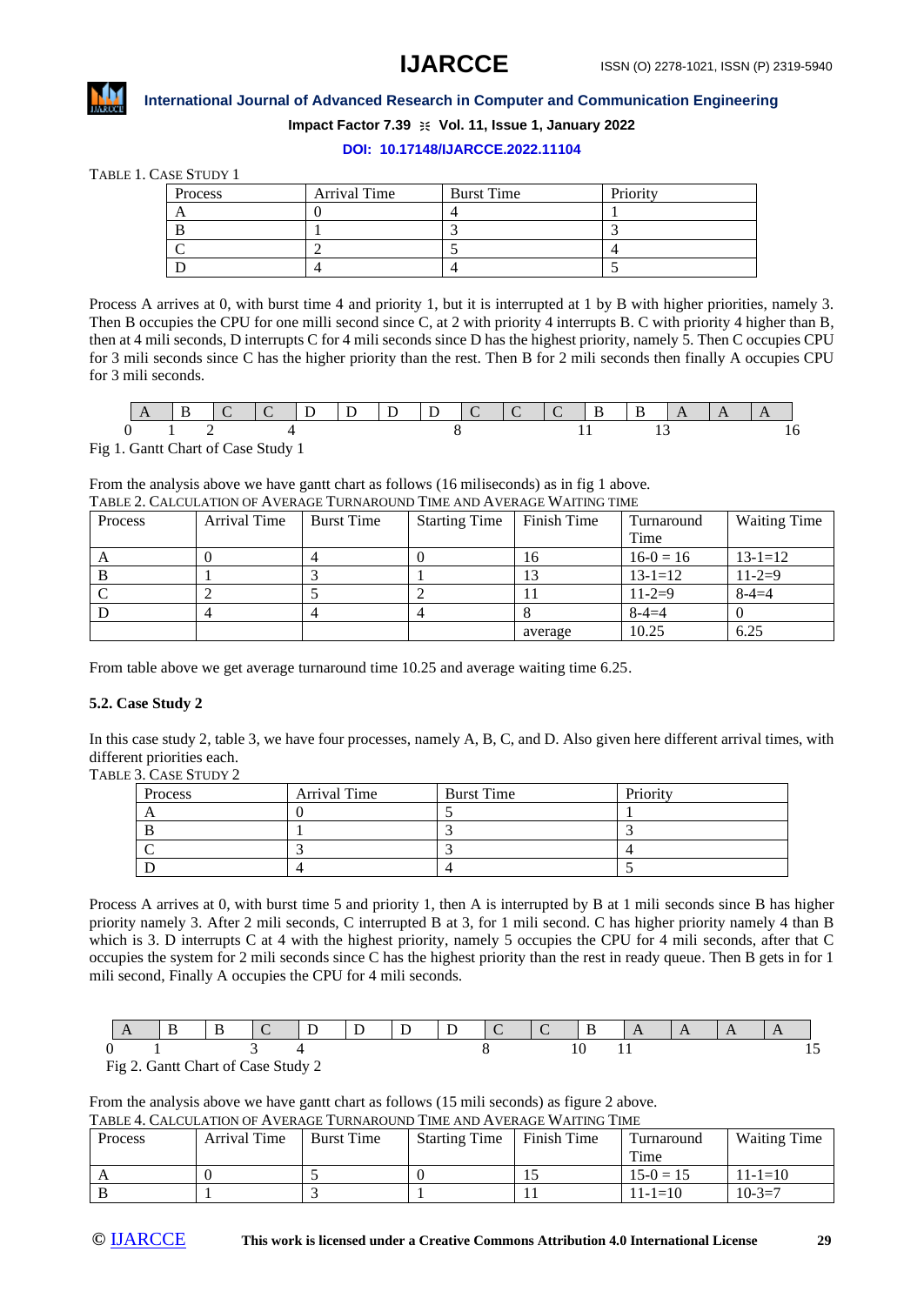TABLE 1. CASE STUDY 1

| Process | Arrival Time | Burst Time | Priority |
|---|---|---|---|
| A | 0 | 4 | 1 |
| B | 1 | 3 | 3 |
| C | 2 | 5 | 4 |
| D | 4 | 4 | 5 |

Process A arrives at 0, with burst time 4 and priority 1, but it is interrupted at 1 by B with higher priorities, namely 3. Then B occupies the CPU for one milli second since C, at 2 with priority 4 interrupts B. C with priority 4 higher than B, then at 4 mili seconds, D interrupts C for 4 mili seconds since D has the highest priority, namely 5. Then C occupies CPU for 3 mili seconds since C has the higher priority than the rest. Then B for 2 mili seconds then finally A occupies CPU for 3 mili seconds.

| A | B | C | C | D | D | D | D | C | C | C | B | B | A | A | A |
|---|---|---|---|---|---|---|---|---|---|---|---|---|---|---|---|

0 1 2 4 8 11 13 16

Fig 1. Gantt Chart of Case Study 1

From the analysis above we have gantt chart as follows (16 miliseconds) as in fig 1 above.

TABLE 2. CALCULATION OF AVERAGE TURNAROUND TIME AND AVERAGE WAITING TIME

| Process | Arrival Time | Burst Time | Starting Time | Finish Time | Turnaround Time | Waiting Time |
|---|---|---|---|---|---|---|
| A | 0 | 4 | 0 | 16 | 16-0 = 16 | 13-1=12 |
| B | 1 | 3 | 1 | 13 | 13-1=12 | 11-2=9 |
| C | 2 | 5 | 2 | 11 | 11-2=9 | 8-4=4 |
| D | 4 | 4 | 4 | 8 | 8-4=4 | 0 |
| | | | | average | 10.25 | 6.25 |

From table above we get average turnaround time 10.25 and average waiting time 6.25.

### 5.2. Case Study 2

In this case study 2, table 3, we have four processes, namely A, B, C, and D. Also given here different arrival times, with different priorities each.

TABLE 3. CASE STUDY 2

| Process | Arrival Time | Burst Time | Priority |
|---|---|---|---|
| A | 0 | 5 | 1 |
| B | 1 | 3 | 3 |
| C | 3 | 3 | 4 |
| D | 4 | 4 | 5 |

Process A arrives at 0, with burst time 5 and priority 1, then A is interrupted by B at 1 mili seconds since B has higher priority namely 3. After 2 mili seconds, C interrupted B at 3, for 1 mili second. C has higher priority namely 4 than B which is 3. D interrupts C at 4 with the highest priority, namely 5 occupies the CPU for 4 mili seconds, after that C occupies the system for 2 mili seconds since C has the highest priority than the rest in ready queue. Then B gets in for 1 mili second, Finally A occupies the CPU for 4 mili seconds.

| A | B | B | C | D | D | D | D | C | C | B | A | A | A | A |
|---|---|---|---|---|---|---|---|---|---|---|---|---|---|---|

0 1 3 4 8 10 11 15

Fig 2. Gantt Chart of Case Study 2

From the analysis above we have gantt chart as follows (15 mili seconds) as figure 2 above.

TABLE 4. CALCULATION OF AVERAGE TURNAROUND TIME AND AVERAGE WAITING TIME

| Process | Arrival Time | Burst Time | Starting Time | Finish Time | Turnaround Time | Waiting Time |
|---|---|---|---|---|---|---|
| A | 0 | 5 | 0 | 15 | 15-0 = 15 | 11-1=10 |
| B | 1 | 3 | 1 | 11 | 11-1=10 | 10-3=7 |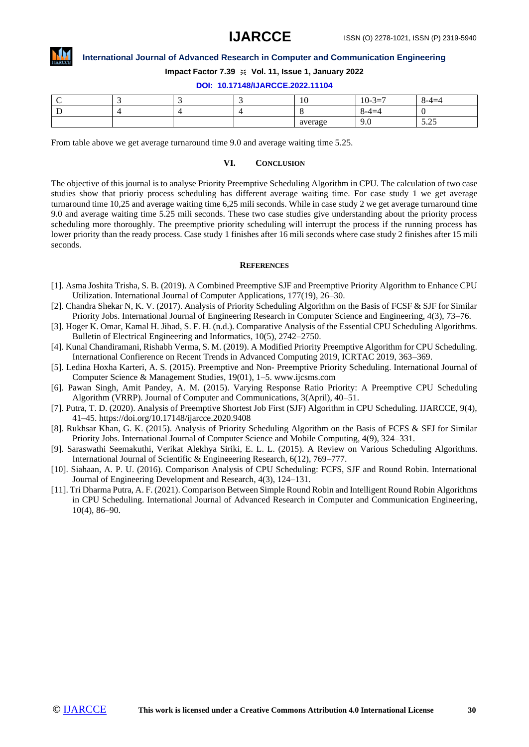| | | | | | | |
|---|---|---|---|---|---|---|
| C | 3 | 3 | 3 | 10 | 10-3=7 | 8-4=4 |
| D | 4 | 4 | 4 | 8 | 8-4=4 | 0 |
| | | | | average | 9.0 | 5.25 |

From table above we get average turnaround time 9.0 and average waiting time 5.25.

## VI. Conclusion

The objective of this journal is to analyse Priority Preemptive Scheduling Algorithm in CPU. The calculation of two case studies show that prioriy process scheduling has different average waiting time. For case study 1 we get average turnaround time 10,25 and average waiting time 6,25 mili seconds. While in case study 2 we get average turnaround time 9.0 and average waiting time 5.25 mili seconds. These two case studies give understanding about the priority process scheduling more thoroughly. The preemptive priority scheduling will interrupt the process if the running process has lower priority than the ready process. Case study 1 finishes after 16 mili seconds where case study 2 finishes after 15 mili seconds.

## References

[1]. Asma Joshita Trisha, S. B. (2019). A Combined Preemptive SJF and Preemptive Priority Algorithm to Enhance CPU Utilization. International Journal of Computer Applications, 177(19), 26–30.

[2]. Chandra Shekar N, K. V. (2017). Analysis of Priority Scheduling Algorithm on the Basis of FCSF & SJF for Similar Priority Jobs. International Journal of Engineering Research in Computer Science and Engineering, 4(3), 73–76.

[3]. Hoger K. Omar, Kamal H. Jihad, S. F. H. (n.d.). Comparative Analysis of the Essential CPU Scheduling Algorithms. Bulletin of Electrical Engineering and Informatics, 10(5), 2742–2750.

[4]. Kunal Chandiramani, Rishabh Verma, S. M. (2019). A Modified Priority Preemptive Algorithm for CPU Scheduling. International Confierence on Recent Trends in Advanced Computing 2019, ICRTAC 2019, 363–369.

[5]. Ledina Hoxha Karteri, A. S. (2015). Preemptive and Non- Preemptive Priority Scheduling. International Journal of Computer Science & Management Studies, 19(01), 1–5. www.ijcsms.com

[6]. Pawan Singh, Amit Pandey, A. M. (2015). Varying Response Ratio Priority: A Preemptive CPU Scheduling Algorithm (VRRP). Journal of Computer and Communications, 3(April), 40–51.

[7]. Putra, T. D. (2020). Analysis of Preemptive Shortest Job First (SJF) Algorithm in CPU Scheduling. IJARCCE, 9(4), 41–45. https://doi.org/10.17148/ijarcce.2020.9408

[8]. Rukhsar Khan, G. K. (2015). Analysis of Priority Scheduling Algorithm on the Basis of FCFS & SFJ for Similar Priority Jobs. International Journal of Computer Science and Mobile Computing, 4(9), 324–331.

[9]. Saraswathi Seemakuthi, Verikat Alekhya Siriki, E. L. L. (2015). A Review on Various Scheduling Algorithms. International Journal of Scientific & Engineeering Research, 6(12), 769–777.

[10]. Siahaan, A. P. U. (2016). Comparison Analysis of CPU Scheduling: FCFS, SJF and Round Robin. International Journal of Engineering Development and Research, 4(3), 124–131.

[11]. Tri Dharma Putra, A. F. (2021). Comparison Between Simple Round Robin and Intelligent Round Robin Algorithms in CPU Scheduling. International Journal of Advanced Research in Computer and Communication Engineering, 10(4), 86–90.